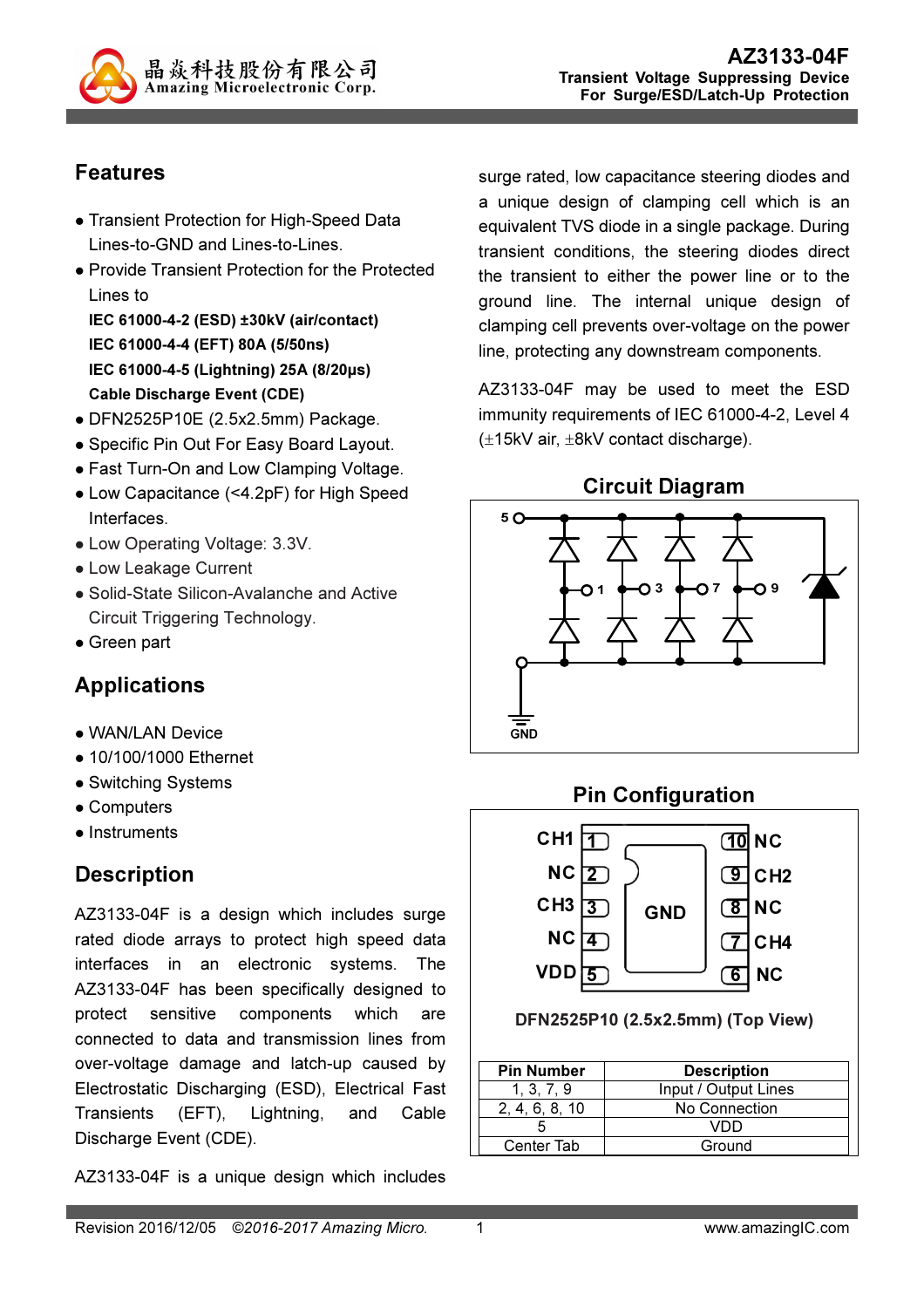# AZ3133-04F

**Transient Voltage Suppressing Device For Surge/ESD/Latch-Up Protection**

## Features

- Transient Protection for High-Speed Data Lines-to-GND and Lines-to-Lines.
- Provide Transient Protection for the Protected Lines to
  **IEC 61000-4-2 (ESD) ±30kV (air/contact)**
  **IEC 61000-4-4 (EFT) 80A (5/50ns)**
  **IEC 61000-4-5 (Lightning) 25A (8/20μs)**
  **Cable Discharge Event (CDE)**
- DFN2525P10E (2.5x2.5mm) Package.
- Specific Pin Out For Easy Board Layout.
- Fast Turn-On and Low Clamping Voltage.
- Low Capacitance (<4.2pF) for High Speed Interfaces.
- Low Operating Voltage: 3.3V.
- Low Leakage Current
- Solid-State Silicon-Avalanche and Active Circuit Triggering Technology.
- Green part

## Applications

- WAN/LAN Device
- 10/100/1000 Ethernet
- Switching Systems
- Computers
- Instruments

## Description

AZ3133-04F is a design which includes surge rated diode arrays to protect high speed data interfaces in an electronic systems. The AZ3133-04F has been specifically designed to protect sensitive components which are connected to data and transmission lines from over-voltage damage and latch-up caused by Electrostatic Discharging (ESD), Electrical Fast Transients (EFT), Lightning, and Cable Discharge Event (CDE).

AZ3133-04F is a unique design which includes surge rated, low capacitance steering diodes and a unique design of clamping cell which is an equivalent TVS diode in a single package. During transient conditions, the steering diodes direct the transient to either the power line or to the ground line. The internal unique design of clamping cell prevents over-voltage on the power line, protecting any downstream components.

AZ3133-04F may be used to meet the ESD immunity requirements of IEC 61000-4-2, Level 4 (±15kV air, ±8kV contact discharge).

## Circuit Diagram

## Pin Configuration

| | | | |
|---|---|---|---|
| CH1 | 1 | 10 | NC |
| NC | 2 | 9 | CH2 |
| CH3 | 3 | 8 | NC |
| NC | 4 | 7 | CH4 |
| VDD | 5 | 6 | NC |

Center: GND

**DFN2525P10 (2.5x2.5mm) (Top View)**

| Pin Number | Description |
|---|---|
| 1, 3, 7, 9 | Input / Output Lines |
| 2, 4, 6, 8, 10 | No Connection |
| 5 | VDD |
| Center Tab | Ground |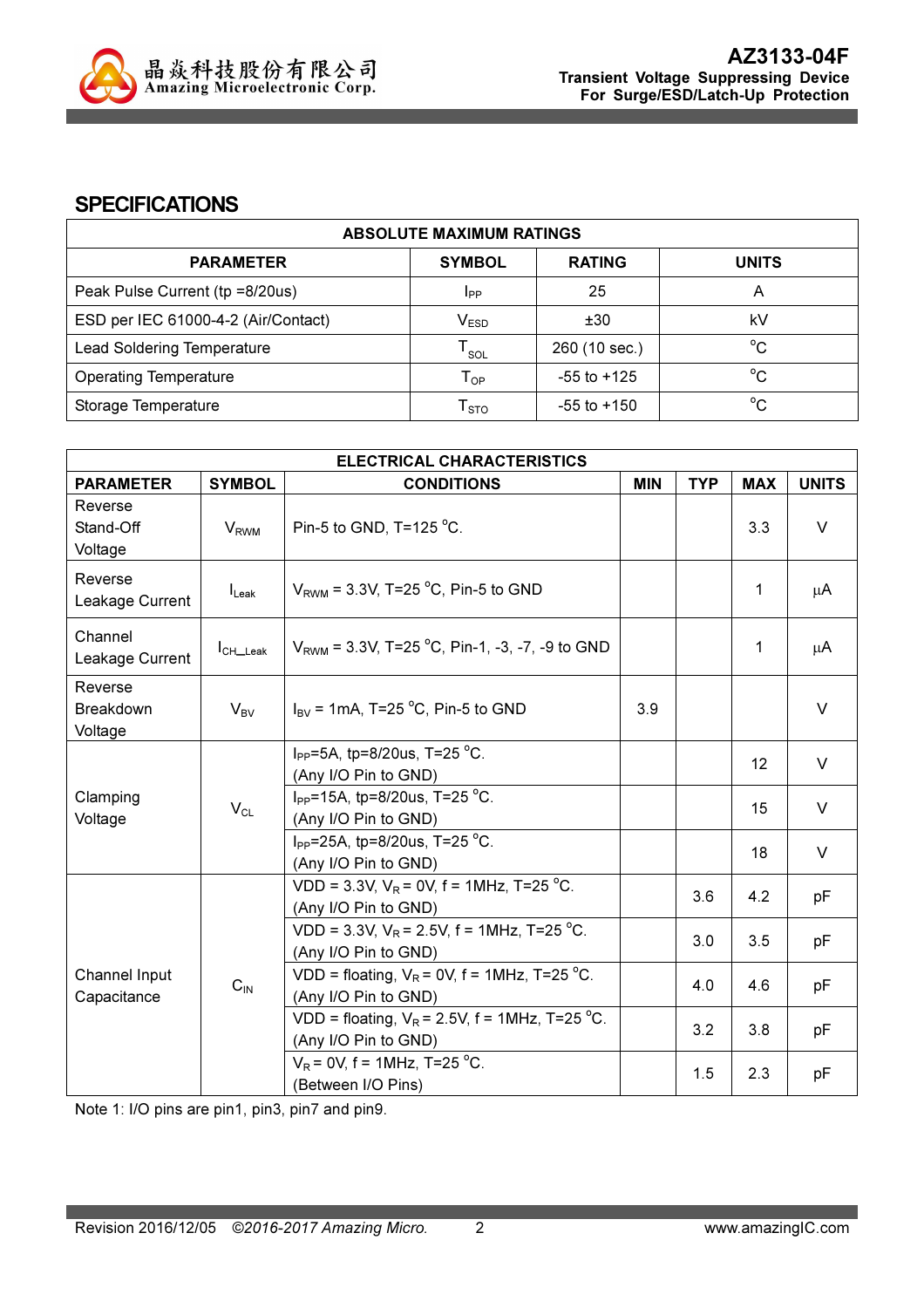## SPECIFICATIONS

| ABSOLUTE MAXIMUM RATINGS | | | |
|---|---|---|---|
| **PARAMETER** | **SYMBOL** | **RATING** | **UNITS** |
| Peak Pulse Current (tp =8/20us) | $I_{PP}$ | 25 | A |
| ESD per IEC 61000-4-2 (Air/Contact) | $V_{ESD}$ | ±30 | kV |
| Lead Soldering Temperature | $T_{SOL}$ | 260 (10 sec.) | $^{o}C$ |
| Operating Temperature | $T_{OP}$ | -55 to +125 | $^{o}C$ |
| Storage Temperature | $T_{STO}$ | -55 to +150 | $^{o}C$ |

| ELECTRICAL CHARACTERISTICS | | | | | | |
|---|---|---|---|---|---|---|
| **PARAMETER** | **SYMBOL** | **CONDITIONS** | **MIN** | **TYP** | **MAX** | **UNITS** |
| Reverse Stand-Off Voltage | $V_{RWM}$ | Pin-5 to GND, T=125 $^{o}C$. | | | 3.3 | V |
| Reverse Leakage Current | $I_{Leak}$ | $V_{RWM}$ = 3.3V, T=25 $^{o}C$, Pin-5 to GND | | | 1 | μA |
| Channel Leakage Current | $I_{CH\_Leak}$ | $V_{RWM}$ = 3.3V, T=25 $^{o}C$, Pin-1, -3, -7, -9 to GND | | | 1 | μA |
| Reverse Breakdown Voltage | $V_{BV}$ | $I_{BV}$ = 1mA, T=25 $^{o}C$, Pin-5 to GND | 3.9 | | | V |
| Clamping Voltage | $V_{CL}$ | $I_{PP}$=5A, tp=8/20us, T=25 $^{o}C$. (Any I/O Pin to GND) | | | 12 | V |
| | | $I_{PP}$=15A, tp=8/20us, T=25 $^{o}C$. (Any I/O Pin to GND) | | | 15 | V |
| | | $I_{PP}$=25A, tp=8/20us, T=25 $^{o}C$. (Any I/O Pin to GND) | | | 18 | V |
| Channel Input Capacitance | $C_{IN}$ | VDD = 3.3V, $V_R$ = 0V, f = 1MHz, T=25 $^{o}C$. (Any I/O Pin to GND) | | 3.6 | 4.2 | pF |
| | | VDD = 3.3V, $V_R$ = 2.5V, f = 1MHz, T=25 $^{o}C$. (Any I/O Pin to GND) | | 3.0 | 3.5 | pF |
| | | VDD = floating, $V_R$ = 0V, f = 1MHz, T=25 $^{o}C$. (Any I/O Pin to GND) | | 4.0 | 4.6 | pF |
| | | VDD = floating, $V_R$ = 2.5V, f = 1MHz, T=25 $^{o}C$. (Any I/O Pin to GND) | | 3.2 | 3.8 | pF |
| | | $V_R$ = 0V, f = 1MHz, T=25 $^{o}C$. (Between I/O Pins) | | 1.5 | 2.3 | pF |

Note 1: I/O pins are pin1, pin3, pin7 and pin9.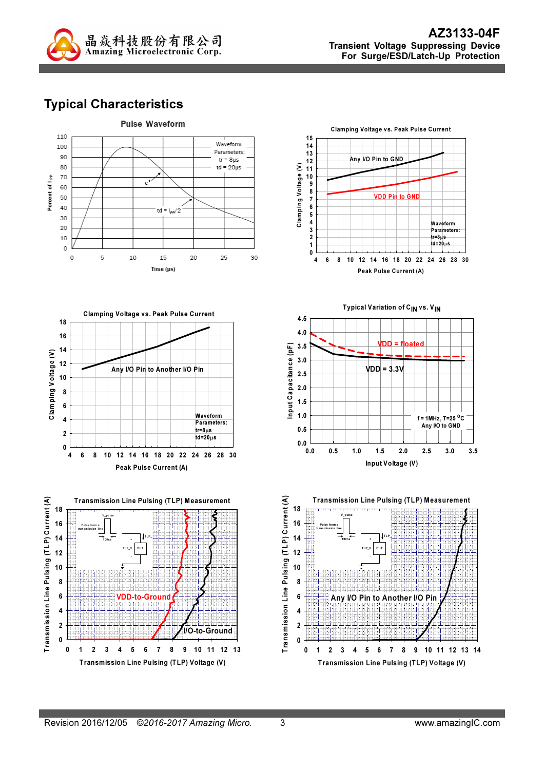# Typical Characteristics

**Pulse Waveform**

Percent of $I_{PP}$ (0–110) vs. Time (μs) (0–30)

Waveform Parameters: tr = 8μs, td = 20μs

$e^{-t}$

td = $I_{PP}/2$

**Clamping Voltage vs. Peak Pulse Current**

Clamping Voltage (V) (0–15) vs. Peak Pulse Current (A) (4–30)

Any I/O Pin to GND

VDD Pin to GND

Waveform Parameters: tr=8μs, td=20μs

**Clamping Voltage vs. Peak Pulse Current**

Clamping Voltage (V) (0–18) vs. Peak Pulse Current (A) (4–30)

Any I/O Pin to Another I/O Pin

Waveform Parameters: tr=8μs, td=20μs

**Typical Variation of $C_{IN}$ vs. $V_{IN}$**

Input Capacitance (pF) (0.0–4.5) vs. Input Voltage (V) (0.0–3.5)

VDD = floated

VDD = 3.3V

f = 1MHz, T=25 °C, Any I/O to GND

**Transmission Line Pulsing (TLP) Measurement**

Transmission Line Pulsing (TLP) Current (A) (0–18) vs. Transmission Line Pulsing (TLP) Voltage (V) (0–13)

VDD-to-Ground

I/O-to-Ground

**Transmission Line Pulsing (TLP) Measurement**

Transmission Line Pulsing (TLP) Current (A) (0–18) vs. Transmission Line Pulsing (TLP) Voltage (V) (0–14)

Any I/O Pin to Another I/O Pin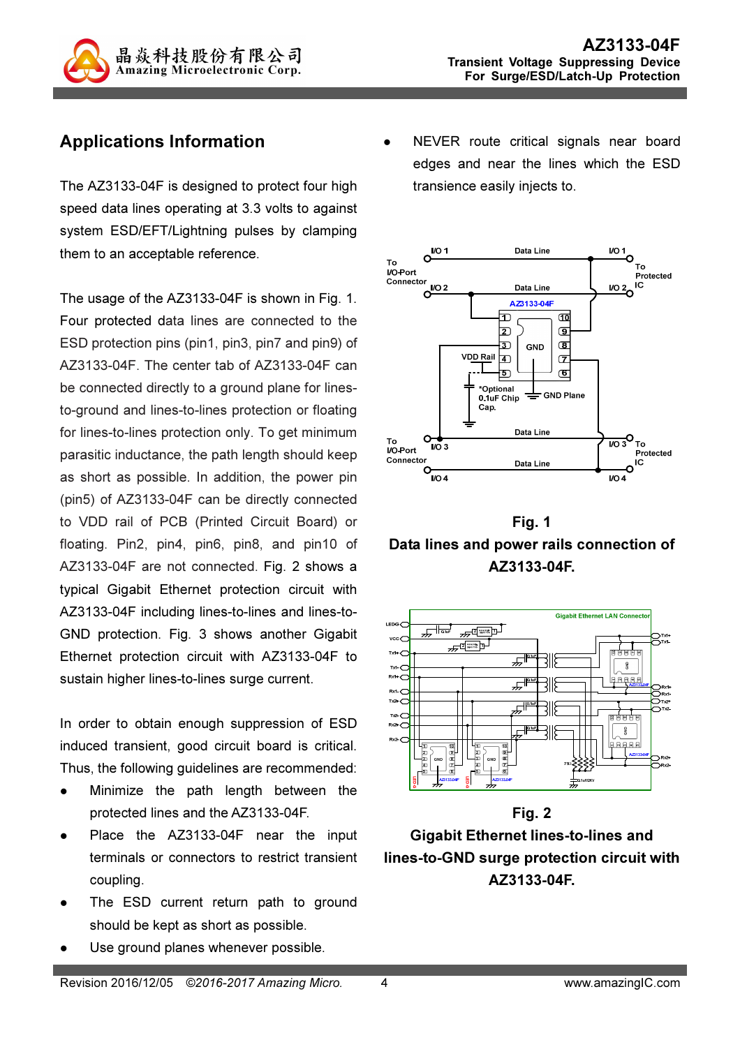## Applications Information

The AZ3133-04F is designed to protect four high speed data lines operating at 3.3 volts to against system ESD/EFT/Lightning pulses by clamping them to an acceptable reference.

The usage of the AZ3133-04F is shown in Fig. 1. Four protected data lines are connected to the ESD protection pins (pin1, pin3, pin7 and pin9) of AZ3133-04F. The center tab of AZ3133-04F can be connected directly to a ground plane for lines-to-ground and lines-to-lines protection or floating for lines-to-lines protection only. To get minimum parasitic inductance, the path length should keep as short as possible. In addition, the power pin (pin5) of AZ3133-04F can be directly connected to VDD rail of PCB (Printed Circuit Board) or floating. Pin2, pin4, pin6, pin8, and pin10 of AZ3133-04F are not connected. Fig. 2 shows a typical Gigabit Ethernet protection circuit with AZ3133-04F including lines-to-lines and lines-to-GND protection. Fig. 3 shows another Gigabit Ethernet protection circuit with AZ3133-04F to sustain higher lines-to-lines surge current.

In order to obtain enough suppression of ESD induced transient, good circuit board is critical. Thus, the following guidelines are recommended:

- Minimize the path length between the protected lines and the AZ3133-04F.
- Place the AZ3133-04F near the input terminals or connectors to restrict transient coupling.
- The ESD current return path to ground should be kept as short as possible.
- Use ground planes whenever possible.
- NEVER route critical signals near board edges and near the lines which the ESD transience easily injects to.

**Fig. 1**

**Data lines and power rails connection of AZ3133-04F.**

**Fig. 2**

**Gigabit Ethernet lines-to-lines and lines-to-GND surge protection circuit with AZ3133-04F.**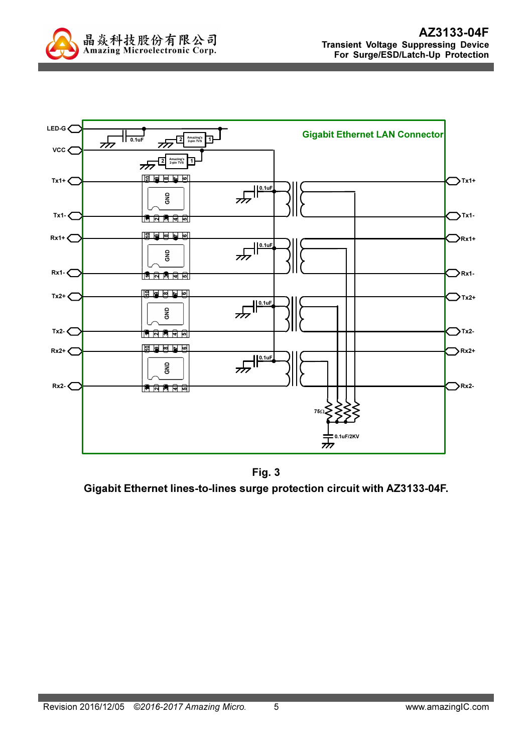**Fig. 3**

**Gigabit Ethernet lines-to-lines surge protection circuit with AZ3133-04F.**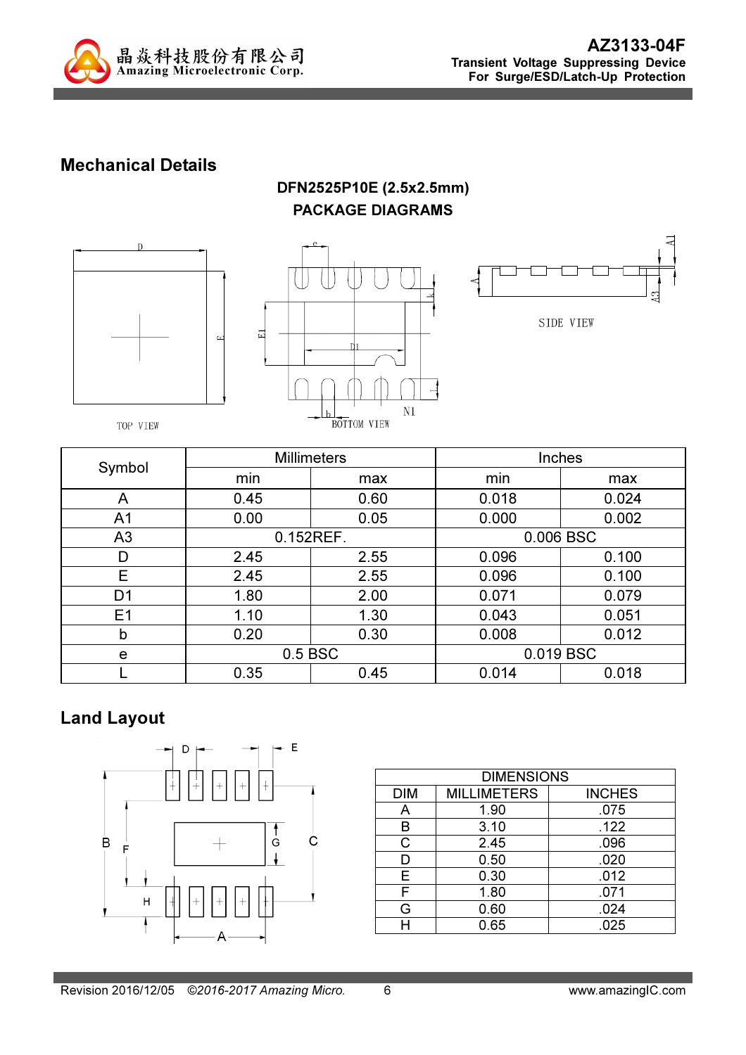## Mechanical Details

**DFN2525P10E (2.5x2.5mm)**
**PACKAGE DIAGRAMS**

TOP VIEW

BOTTOM VIEW

SIDE VIEW

| Symbol | Millimeters | | Inches | |
|---|---|---|---|---|
| | min | max | min | max |
| A | 0.45 | 0.60 | 0.018 | 0.024 |
| A1 | 0.00 | 0.05 | 0.000 | 0.002 |
| A3 | 0.152REF. | | 0.006 BSC | |
| D | 2.45 | 2.55 | 0.096 | 0.100 |
| E | 2.45 | 2.55 | 0.096 | 0.100 |
| D1 | 1.80 | 2.00 | 0.071 | 0.079 |
| E1 | 1.10 | 1.30 | 0.043 | 0.051 |
| b | 0.20 | 0.30 | 0.008 | 0.012 |
| e | 0.5 BSC | | 0.019 BSC | |
| L | 0.35 | 0.45 | 0.014 | 0.018 |

## Land Layout

| DIMENSIONS | | |
|---|---|---|
| DIM | MILLIMETERS | INCHES |
| A | 1.90 | .075 |
| B | 3.10 | .122 |
| C | 2.45 | .096 |
| D | 0.50 | .020 |
| E | 0.30 | .012 |
| F | 1.80 | .071 |
| G | 0.60 | .024 |
| H | 0.65 | .025 |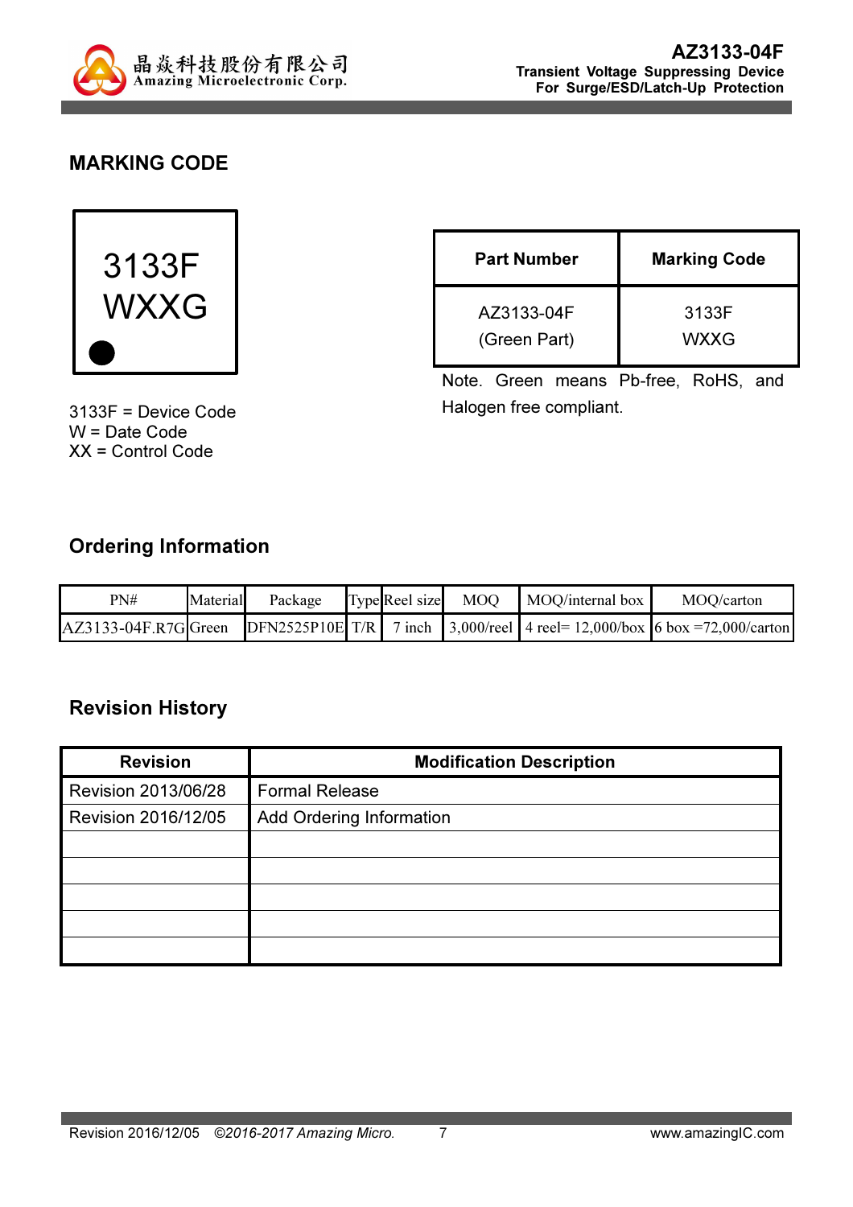## MARKING CODE

3133F
WXXG

3133F = Device Code
W = Date Code
XX = Control Code

| Part Number | Marking Code |
|---|---|
| AZ3133-04F (Green Part) | 3133F WXXG |

Note. Green means Pb-free, RoHS, and Halogen free compliant.

## Ordering Information

| PN# | Material | Package | Type | Reel size | MOQ | MOQ/internal box | MOQ/carton |
|---|---|---|---|---|---|---|---|
| AZ3133-04F.R7G | Green | DFN2525P10E | T/R | 7 inch | 3,000/reel | 4 reel= 12,000/box | 6 box =72,000/carton |

## Revision History

| Revision | Modification Description |
|---|---|
| Revision 2013/06/28 | Formal Release |
| Revision 2016/12/05 | Add Ordering Information |
| | |
| | |
| | |
| | |
| | |